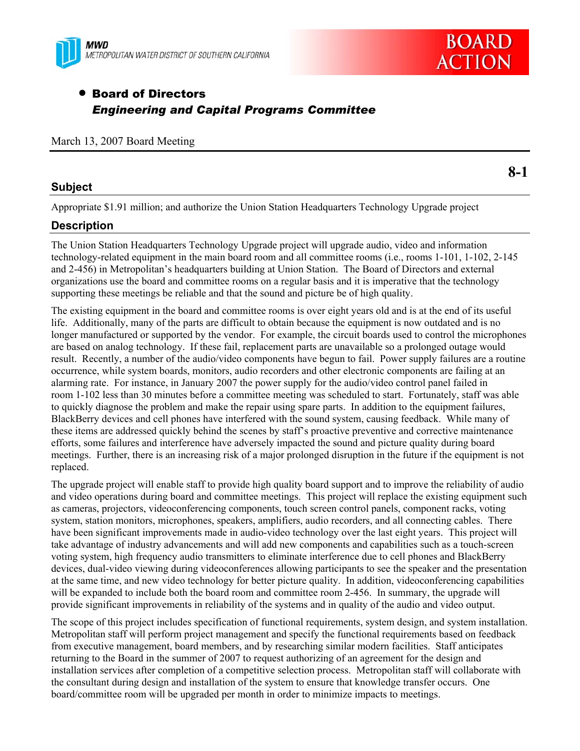MWD
METROPOLITAN WATER DISTRICT OF SOUTHERN CALIFORNIA

**BOARD ACTION**

- **Board of Directors**
  ***Engineering and Capital Programs Committee***

March 13, 2007 Board Meeting

**8-1**

## Subject

Appropriate $1.91 million; and authorize the Union Station Headquarters Technology Upgrade project

## Description

The Union Station Headquarters Technology Upgrade project will upgrade audio, video and information technology-related equipment in the main board room and all committee rooms (i.e., rooms 1-101, 1-102, 2-145 and 2-456) in Metropolitan's headquarters building at Union Station. The Board of Directors and external organizations use the board and committee rooms on a regular basis and it is imperative that the technology supporting these meetings be reliable and that the sound and picture be of high quality.

The existing equipment in the board and committee rooms is over eight years old and is at the end of its useful life. Additionally, many of the parts are difficult to obtain because the equipment is now outdated and is no longer manufactured or supported by the vendor. For example, the circuit boards used to control the microphones are based on analog technology. If these fail, replacement parts are unavailable so a prolonged outage would result. Recently, a number of the audio/video components have begun to fail. Power supply failures are a routine occurrence, while system boards, monitors, audio recorders and other electronic components are failing at an alarming rate. For instance, in January 2007 the power supply for the audio/video control panel failed in room 1-102 less than 30 minutes before a committee meeting was scheduled to start. Fortunately, staff was able to quickly diagnose the problem and make the repair using spare parts. In addition to the equipment failures, BlackBerry devices and cell phones have interfered with the sound system, causing feedback. While many of these items are addressed quickly behind the scenes by staff's proactive preventive and corrective maintenance efforts, some failures and interference have adversely impacted the sound and picture quality during board meetings. Further, there is an increasing risk of a major prolonged disruption in the future if the equipment is not replaced.

The upgrade project will enable staff to provide high quality board support and to improve the reliability of audio and video operations during board and committee meetings. This project will replace the existing equipment such as cameras, projectors, videoconferencing components, touch screen control panels, component racks, voting system, station monitors, microphones, speakers, amplifiers, audio recorders, and all connecting cables. There have been significant improvements made in audio-video technology over the last eight years. This project will take advantage of industry advancements and will add new components and capabilities such as a touch-screen voting system, high frequency audio transmitters to eliminate interference due to cell phones and BlackBerry devices, dual-video viewing during videoconferences allowing participants to see the speaker and the presentation at the same time, and new video technology for better picture quality. In addition, videoconferencing capabilities will be expanded to include both the board room and committee room 2-456. In summary, the upgrade will provide significant improvements in reliability of the systems and in quality of the audio and video output.

The scope of this project includes specification of functional requirements, system design, and system installation. Metropolitan staff will perform project management and specify the functional requirements based on feedback from executive management, board members, and by researching similar modern facilities. Staff anticipates returning to the Board in the summer of 2007 to request authorizing of an agreement for the design and installation services after completion of a competitive selection process. Metropolitan staff will collaborate with the consultant during design and installation of the system to ensure that knowledge transfer occurs. One board/committee room will be upgraded per month in order to minimize impacts to meetings.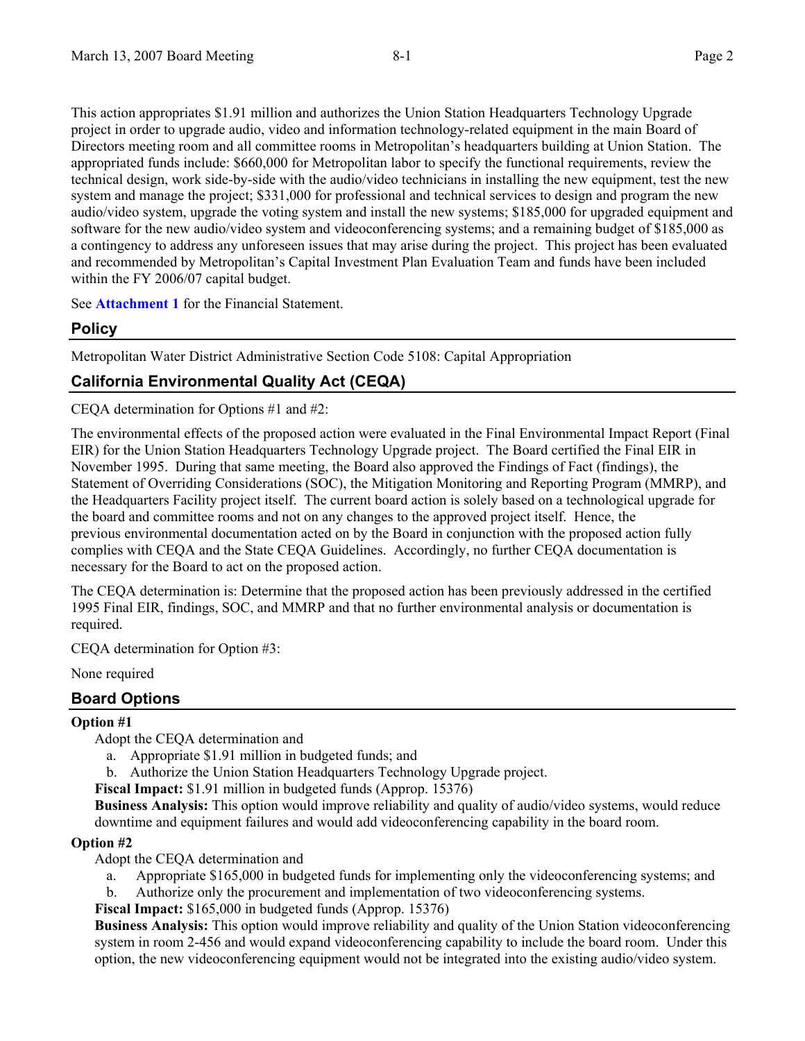This action appropriates $1.91 million and authorizes the Union Station Headquarters Technology Upgrade project in order to upgrade audio, video and information technology-related equipment in the main Board of Directors meeting room and all committee rooms in Metropolitan's headquarters building at Union Station. The appropriated funds include: $660,000 for Metropolitan labor to specify the functional requirements, review the technical design, work side-by-side with the audio/video technicians in installing the new equipment, test the new system and manage the project; $331,000 for professional and technical services to design and program the new audio/video system, upgrade the voting system and install the new systems; $185,000 for upgraded equipment and software for the new audio/video system and videoconferencing systems; and a remaining budget of $185,000 as a contingency to address any unforeseen issues that may arise during the project. This project has been evaluated and recommended by Metropolitan's Capital Investment Plan Evaluation Team and funds have been included within the FY 2006/07 capital budget.

See **Attachment 1** for the Financial Statement.

## Policy

Metropolitan Water District Administrative Section Code 5108: Capital Appropriation

## California Environmental Quality Act (CEQA)

CEQA determination for Options #1 and #2:

The environmental effects of the proposed action were evaluated in the Final Environmental Impact Report (Final EIR) for the Union Station Headquarters Technology Upgrade project. The Board certified the Final EIR in November 1995. During that same meeting, the Board also approved the Findings of Fact (findings), the Statement of Overriding Considerations (SOC), the Mitigation Monitoring and Reporting Program (MMRP), and the Headquarters Facility project itself. The current board action is solely based on a technological upgrade for the board and committee rooms and not on any changes to the approved project itself. Hence, the previous environmental documentation acted on by the Board in conjunction with the proposed action fully complies with CEQA and the State CEQA Guidelines. Accordingly, no further CEQA documentation is necessary for the Board to act on the proposed action.

The CEQA determination is: Determine that the proposed action has been previously addressed in the certified 1995 Final EIR, findings, SOC, and MMRP and that no further environmental analysis or documentation is required.

CEQA determination for Option #3:

None required

## Board Options

**Option #1**

Adopt the CEQA determination and

a. Appropriate $1.91 million in budgeted funds; and
b. Authorize the Union Station Headquarters Technology Upgrade project.

**Fiscal Impact:** $1.91 million in budgeted funds (Approp. 15376)

**Business Analysis:** This option would improve reliability and quality of audio/video systems, would reduce downtime and equipment failures and would add videoconferencing capability in the board room.

**Option #2**

Adopt the CEQA determination and

a. Appropriate $165,000 in budgeted funds for implementing only the videoconferencing systems; and
b. Authorize only the procurement and implementation of two videoconferencing systems.

**Fiscal Impact:** $165,000 in budgeted funds (Approp. 15376)

**Business Analysis:** This option would improve reliability and quality of the Union Station videoconferencing system in room 2-456 and would expand videoconferencing capability to include the board room. Under this option, the new videoconferencing equipment would not be integrated into the existing audio/video system.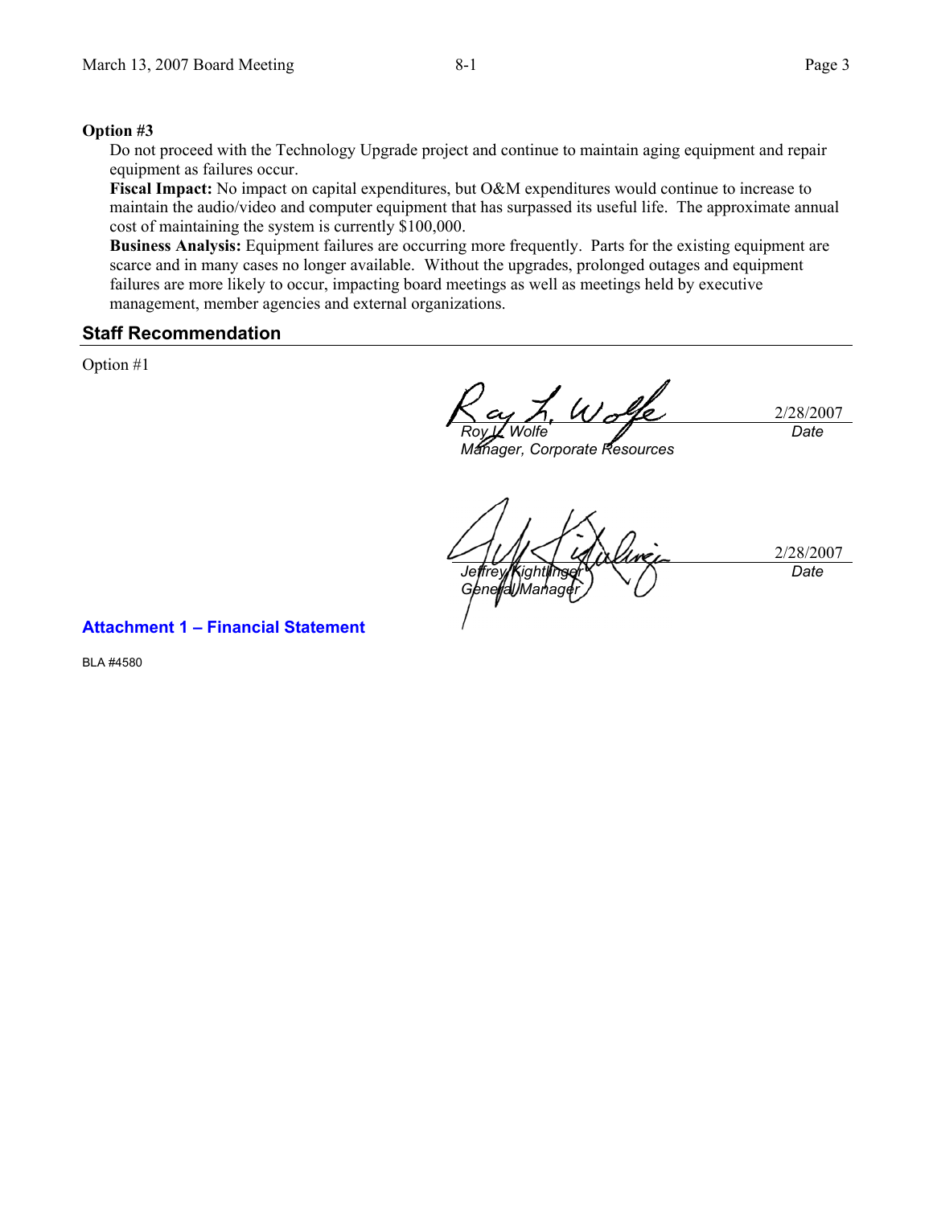**Option #3**

Do not proceed with the Technology Upgrade project and continue to maintain aging equipment and repair equipment as failures occur.

**Fiscal Impact:** No impact on capital expenditures, but O&M expenditures would continue to increase to maintain the audio/video and computer equipment that has surpassed its useful life. The approximate annual cost of maintaining the system is currently $100,000.

**Business Analysis:** Equipment failures are occurring more frequently. Parts for the existing equipment are scarce and in many cases no longer available. Without the upgrades, prolonged outages and equipment failures are more likely to occur, impacting board meetings as well as meetings held by executive management, member agencies and external organizations.

## Staff Recommendation

Option #1

Roy L. Wolfe
*Manager, Corporate Resources*
2/28/2007
*Date*

Jeffrey Kightlinger
*General Manager*
2/28/2007
*Date*

**Attachment 1 – Financial Statement**

BLA #4580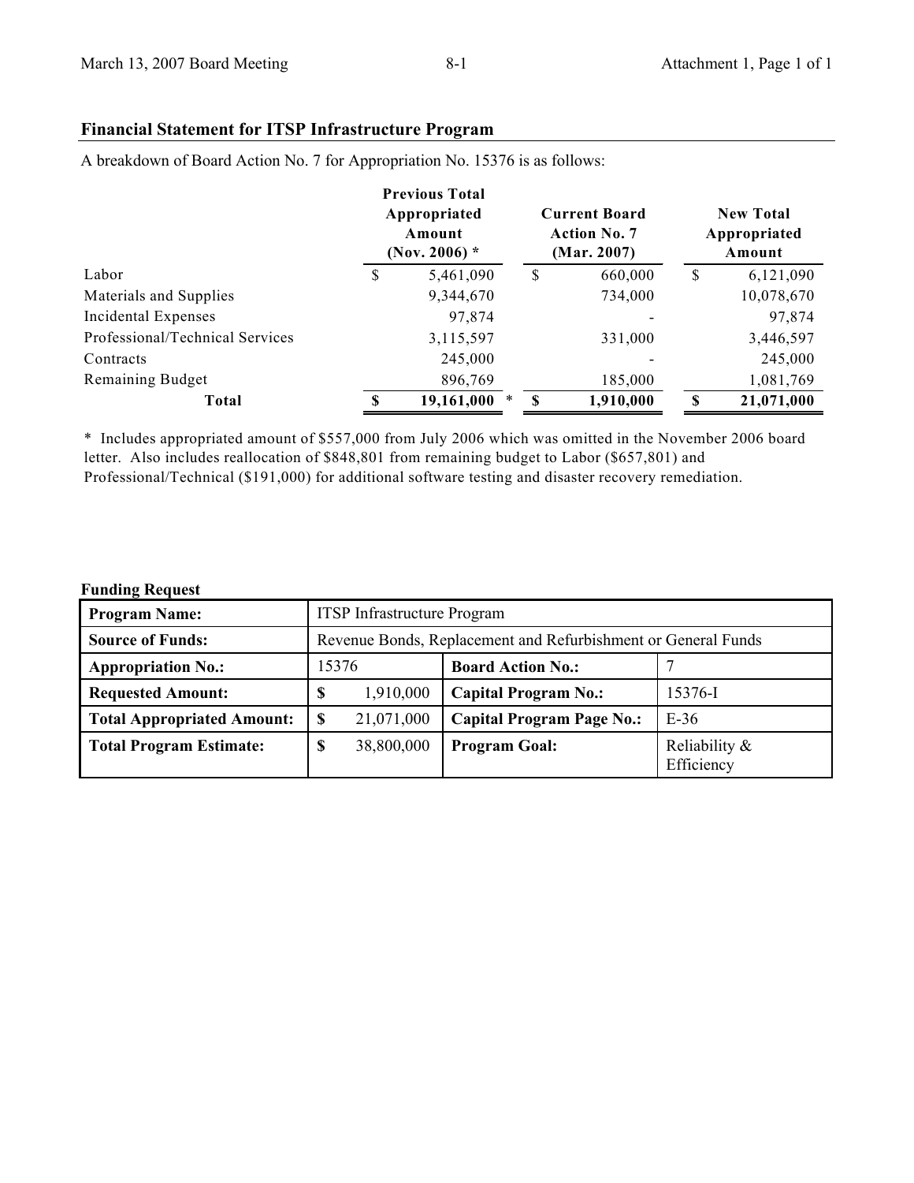## Financial Statement for ITSP Infrastructure Program

A breakdown of Board Action No. 7 for Appropriation No. 15376 is as follows:

| | Previous Total Appropriated Amount (Nov. 2006) * | Current Board Action No. 7 (Mar. 2007) | New Total Appropriated Amount |
|---|---|---|---|
| Labor | $ 5,461,090 | $ 660,000 | $ 6,121,090 |
| Materials and Supplies | 9,344,670 | 734,000 | 10,078,670 |
| Incidental Expenses | 97,874 | - | 97,874 |
| Professional/Technical Services | 3,115,597 | 331,000 | 3,446,597 |
| Contracts | 245,000 | - | 245,000 |
| Remaining Budget | 896,769 | 185,000 | 1,081,769 |
| **Total** | **$ 19,161,000** * | **$ 1,910,000** | **$ 21,071,000** |

* Includes appropriated amount of $557,000 from July 2006 which was omitted in the November 2006 board letter. Also includes reallocation of $848,801 from remaining budget to Labor ($657,801) and Professional/Technical ($191,000) for additional software testing and disaster recovery remediation.

**Funding Request**

| | | | |
|---|---|---|---|
| **Program Name:** | ITSP Infrastructure Program | | |
| **Source of Funds:** | Revenue Bonds, Replacement and Refurbishment or General Funds | | |
| **Appropriation No.:** | 15376 | **Board Action No.:** | 7 |
| **Requested Amount:** | $ 1,910,000 | **Capital Program No.:** | 15376-I |
| **Total Appropriated Amount:** | $ 21,071,000 | **Capital Program Page No.:** | E-36 |
| **Total Program Estimate:** | $ 38,800,000 | **Program Goal:** | Reliability & Efficiency |